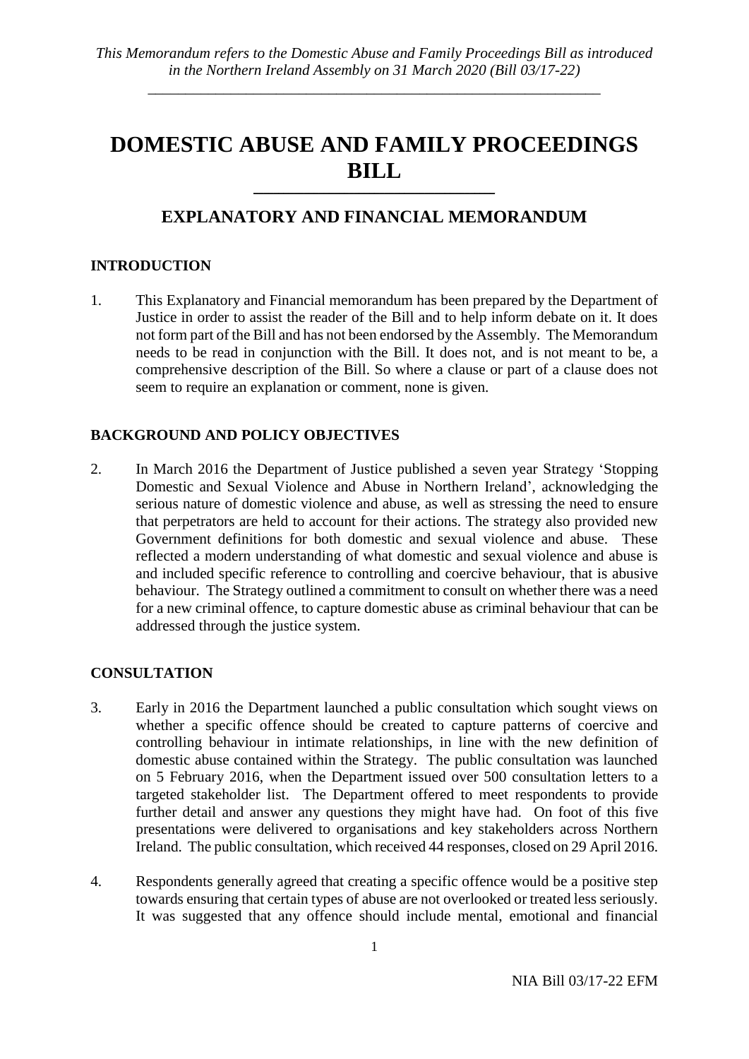*This Memorandum refers to the Domestic Abuse and Family Proceedings Bill as introduced in the Northern Ireland Assembly on 31 March 2020 (Bill 03/17-22)*

---

# DOMESTIC ABUSE AND FAMILY PROCEEDINGS BILL

---

## EXPLANATORY AND FINANCIAL MEMORANDUM

### INTRODUCTION

1. This Explanatory and Financial memorandum has been prepared by the Department of Justice in order to assist the reader of the Bill and to help inform debate on it. It does not form part of the Bill and has not been endorsed by the Assembly. The Memorandum needs to be read in conjunction with the Bill. It does not, and is not meant to be, a comprehensive description of the Bill. So where a clause or part of a clause does not seem to require an explanation or comment, none is given.

### BACKGROUND AND POLICY OBJECTIVES

2. In March 2016 the Department of Justice published a seven year Strategy 'Stopping Domestic and Sexual Violence and Abuse in Northern Ireland', acknowledging the serious nature of domestic violence and abuse, as well as stressing the need to ensure that perpetrators are held to account for their actions. The strategy also provided new Government definitions for both domestic and sexual violence and abuse. These reflected a modern understanding of what domestic and sexual violence and abuse is and included specific reference to controlling and coercive behaviour, that is abusive behaviour. The Strategy outlined a commitment to consult on whether there was a need for a new criminal offence, to capture domestic abuse as criminal behaviour that can be addressed through the justice system.

### CONSULTATION

3. Early in 2016 the Department launched a public consultation which sought views on whether a specific offence should be created to capture patterns of coercive and controlling behaviour in intimate relationships, in line with the new definition of domestic abuse contained within the Strategy. The public consultation was launched on 5 February 2016, when the Department issued over 500 consultation letters to a targeted stakeholder list. The Department offered to meet respondents to provide further detail and answer any questions they might have had. On foot of this five presentations were delivered to organisations and key stakeholders across Northern Ireland. The public consultation, which received 44 responses, closed on 29 April 2016.

4. Respondents generally agreed that creating a specific offence would be a positive step towards ensuring that certain types of abuse are not overlooked or treated less seriously. It was suggested that any offence should include mental, emotional and financial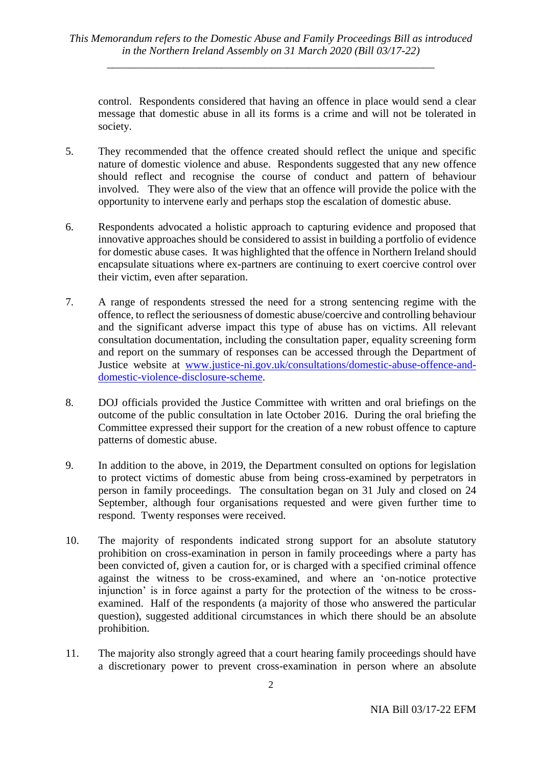control. Respondents considered that having an offence in place would send a clear message that domestic abuse in all its forms is a crime and will not be tolerated in society.

5. They recommended that the offence created should reflect the unique and specific nature of domestic violence and abuse. Respondents suggested that any new offence should reflect and recognise the course of conduct and pattern of behaviour involved. They were also of the view that an offence will provide the police with the opportunity to intervene early and perhaps stop the escalation of domestic abuse.

6. Respondents advocated a holistic approach to capturing evidence and proposed that innovative approaches should be considered to assist in building a portfolio of evidence for domestic abuse cases. It was highlighted that the offence in Northern Ireland should encapsulate situations where ex-partners are continuing to exert coercive control over their victim, even after separation.

7. A range of respondents stressed the need for a strong sentencing regime with the offence, to reflect the seriousness of domestic abuse/coercive and controlling behaviour and the significant adverse impact this type of abuse has on victims. All relevant consultation documentation, including the consultation paper, equality screening form and report on the summary of responses can be accessed through the Department of Justice website at [www.justice-ni.gov.uk/consultations/domestic-abuse-offence-and-domestic-violence-disclosure-scheme](www.justice-ni.gov.uk/consultations/domestic-abuse-offence-and-domestic-violence-disclosure-scheme).

8. DOJ officials provided the Justice Committee with written and oral briefings on the outcome of the public consultation in late October 2016. During the oral briefing the Committee expressed their support for the creation of a new robust offence to capture patterns of domestic abuse.

9. In addition to the above, in 2019, the Department consulted on options for legislation to protect victims of domestic abuse from being cross-examined by perpetrators in person in family proceedings. The consultation began on 31 July and closed on 24 September, although four organisations requested and were given further time to respond. Twenty responses were received.

10. The majority of respondents indicated strong support for an absolute statutory prohibition on cross-examination in person in family proceedings where a party has been convicted of, given a caution for, or is charged with a specified criminal offence against the witness to be cross-examined, and where an 'on-notice protective injunction' is in force against a party for the protection of the witness to be cross-examined. Half of the respondents (a majority of those who answered the particular question), suggested additional circumstances in which there should be an absolute prohibition.

11. The majority also strongly agreed that a court hearing family proceedings should have a discretionary power to prevent cross-examination in person where an absolute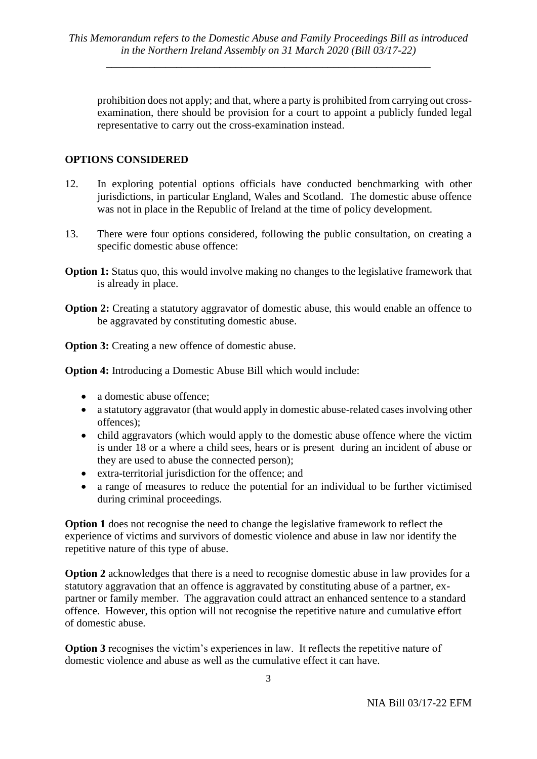prohibition does not apply; and that, where a party is prohibited from carrying out cross-examination, there should be provision for a court to appoint a publicly funded legal representative to carry out the cross-examination instead.

## OPTIONS CONSIDERED

12. In exploring potential options officials have conducted benchmarking with other jurisdictions, in particular England, Wales and Scotland. The domestic abuse offence was not in place in the Republic of Ireland at the time of policy development.

13. There were four options considered, following the public consultation, on creating a specific domestic abuse offence:

**Option 1:** Status quo, this would involve making no changes to the legislative framework that is already in place.

**Option 2:** Creating a statutory aggravator of domestic abuse, this would enable an offence to be aggravated by constituting domestic abuse.

**Option 3:** Creating a new offence of domestic abuse.

**Option 4:** Introducing a Domestic Abuse Bill which would include:

- a domestic abuse offence;
- a statutory aggravator (that would apply in domestic abuse-related cases involving other offences);
- child aggravators (which would apply to the domestic abuse offence where the victim is under 18 or a where a child sees, hears or is present during an incident of abuse or they are used to abuse the connected person);
- extra-territorial jurisdiction for the offence; and
- a range of measures to reduce the potential for an individual to be further victimised during criminal proceedings.

**Option 1** does not recognise the need to change the legislative framework to reflect the experience of victims and survivors of domestic violence and abuse in law nor identify the repetitive nature of this type of abuse.

**Option 2** acknowledges that there is a need to recognise domestic abuse in law provides for a statutory aggravation that an offence is aggravated by constituting abuse of a partner, ex-partner or family member. The aggravation could attract an enhanced sentence to a standard offence. However, this option will not recognise the repetitive nature and cumulative effort of domestic abuse.

**Option 3** recognises the victim's experiences in law. It reflects the repetitive nature of domestic violence and abuse as well as the cumulative effect it can have.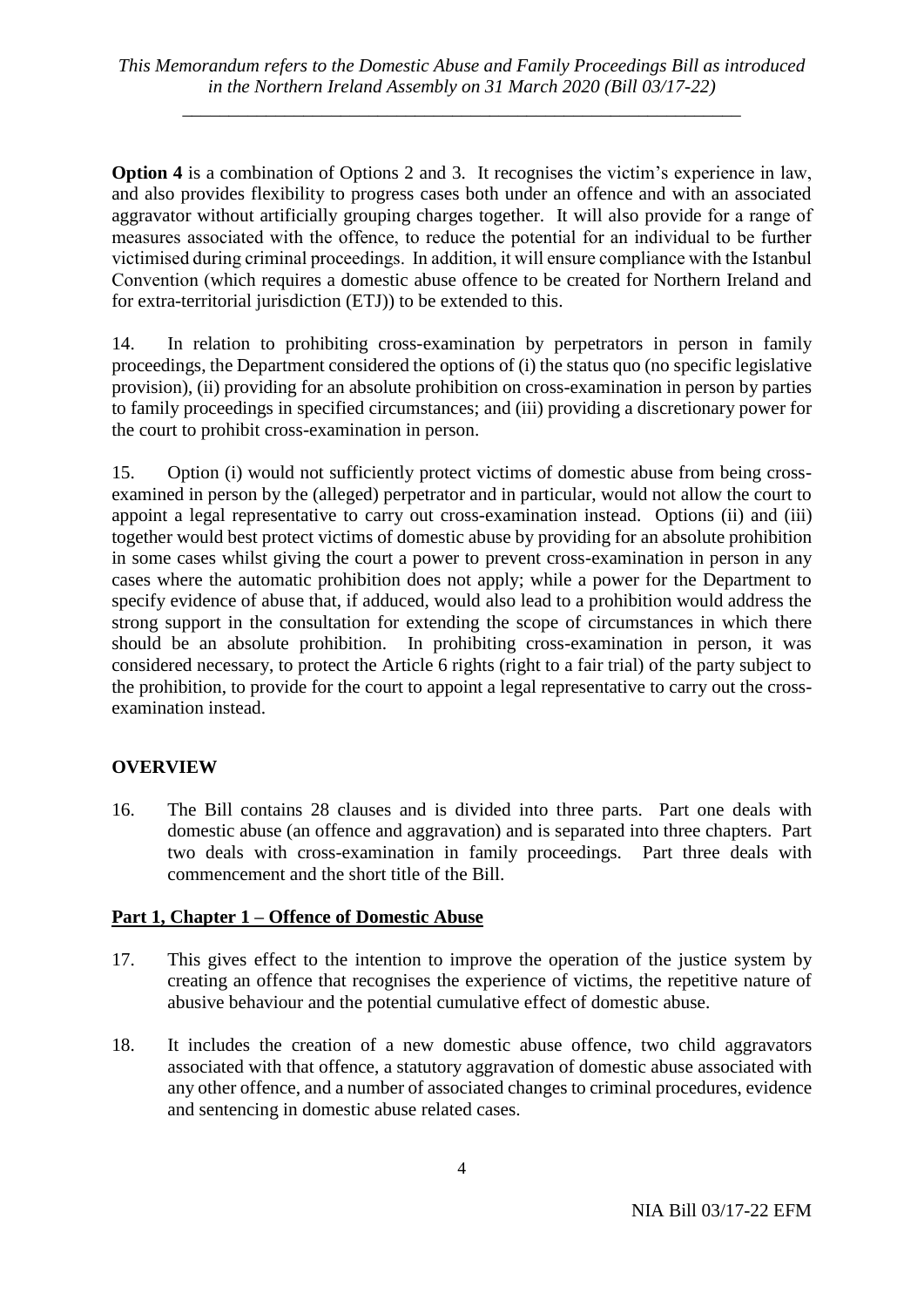**Option 4** is a combination of Options 2 and 3. It recognises the victim's experience in law, and also provides flexibility to progress cases both under an offence and with an associated aggravator without artificially grouping charges together. It will also provide for a range of measures associated with the offence, to reduce the potential for an individual to be further victimised during criminal proceedings. In addition, it will ensure compliance with the Istanbul Convention (which requires a domestic abuse offence to be created for Northern Ireland and for extra-territorial jurisdiction (ETJ)) to be extended to this.

14. In relation to prohibiting cross-examination by perpetrators in person in family proceedings, the Department considered the options of (i) the status quo (no specific legislative provision), (ii) providing for an absolute prohibition on cross-examination in person by parties to family proceedings in specified circumstances; and (iii) providing a discretionary power for the court to prohibit cross-examination in person.

15. Option (i) would not sufficiently protect victims of domestic abuse from being cross-examined in person by the (alleged) perpetrator and in particular, would not allow the court to appoint a legal representative to carry out cross-examination instead. Options (ii) and (iii) together would best protect victims of domestic abuse by providing for an absolute prohibition in some cases whilst giving the court a power to prevent cross-examination in person in any cases where the automatic prohibition does not apply; while a power for the Department to specify evidence of abuse that, if adduced, would also lead to a prohibition would address the strong support in the consultation for extending the scope of circumstances in which there should be an absolute prohibition. In prohibiting cross-examination in person, it was considered necessary, to protect the Article 6 rights (right to a fair trial) of the party subject to the prohibition, to provide for the court to appoint a legal representative to carry out the cross-examination instead.

## OVERVIEW

16. The Bill contains 28 clauses and is divided into three parts. Part one deals with domestic abuse (an offence and aggravation) and is separated into three chapters. Part two deals with cross-examination in family proceedings. Part three deals with commencement and the short title of the Bill.

### Part 1, Chapter 1 – Offence of Domestic Abuse

17. This gives effect to the intention to improve the operation of the justice system by creating an offence that recognises the experience of victims, the repetitive nature of abusive behaviour and the potential cumulative effect of domestic abuse.

18. It includes the creation of a new domestic abuse offence, two child aggravators associated with that offence, a statutory aggravation of domestic abuse associated with any other offence, and a number of associated changes to criminal procedures, evidence and sentencing in domestic abuse related cases.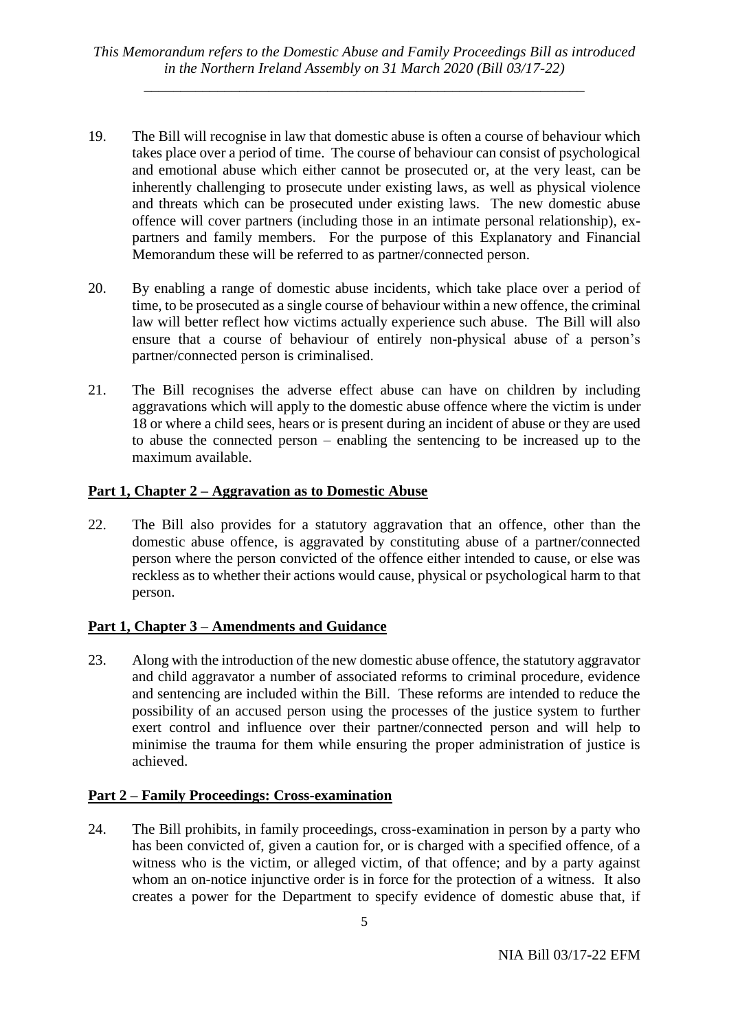19. The Bill will recognise in law that domestic abuse is often a course of behaviour which takes place over a period of time. The course of behaviour can consist of psychological and emotional abuse which either cannot be prosecuted or, at the very least, can be inherently challenging to prosecute under existing laws, as well as physical violence and threats which can be prosecuted under existing laws. The new domestic abuse offence will cover partners (including those in an intimate personal relationship), ex-partners and family members. For the purpose of this Explanatory and Financial Memorandum these will be referred to as partner/connected person.

20. By enabling a range of domestic abuse incidents, which take place over a period of time, to be prosecuted as a single course of behaviour within a new offence, the criminal law will better reflect how victims actually experience such abuse. The Bill will also ensure that a course of behaviour of entirely non-physical abuse of a person's partner/connected person is criminalised.

21. The Bill recognises the adverse effect abuse can have on children by including aggravations which will apply to the domestic abuse offence where the victim is under 18 or where a child sees, hears or is present during an incident of abuse or they are used to abuse the connected person – enabling the sentencing to be increased up to the maximum available.

**Part 1, Chapter 2 – Aggravation as to Domestic Abuse**

22. The Bill also provides for a statutory aggravation that an offence, other than the domestic abuse offence, is aggravated by constituting abuse of a partner/connected person where the person convicted of the offence either intended to cause, or else was reckless as to whether their actions would cause, physical or psychological harm to that person.

**Part 1, Chapter 3 – Amendments and Guidance**

23. Along with the introduction of the new domestic abuse offence, the statutory aggravator and child aggravator a number of associated reforms to criminal procedure, evidence and sentencing are included within the Bill. These reforms are intended to reduce the possibility of an accused person using the processes of the justice system to further exert control and influence over their partner/connected person and will help to minimise the trauma for them while ensuring the proper administration of justice is achieved.

**Part 2 – Family Proceedings: Cross-examination**

24. The Bill prohibits, in family proceedings, cross-examination in person by a party who has been convicted of, given a caution for, or is charged with a specified offence, of a witness who is the victim, or alleged victim, of that offence; and by a party against whom an on-notice injunctive order is in force for the protection of a witness. It also creates a power for the Department to specify evidence of domestic abuse that, if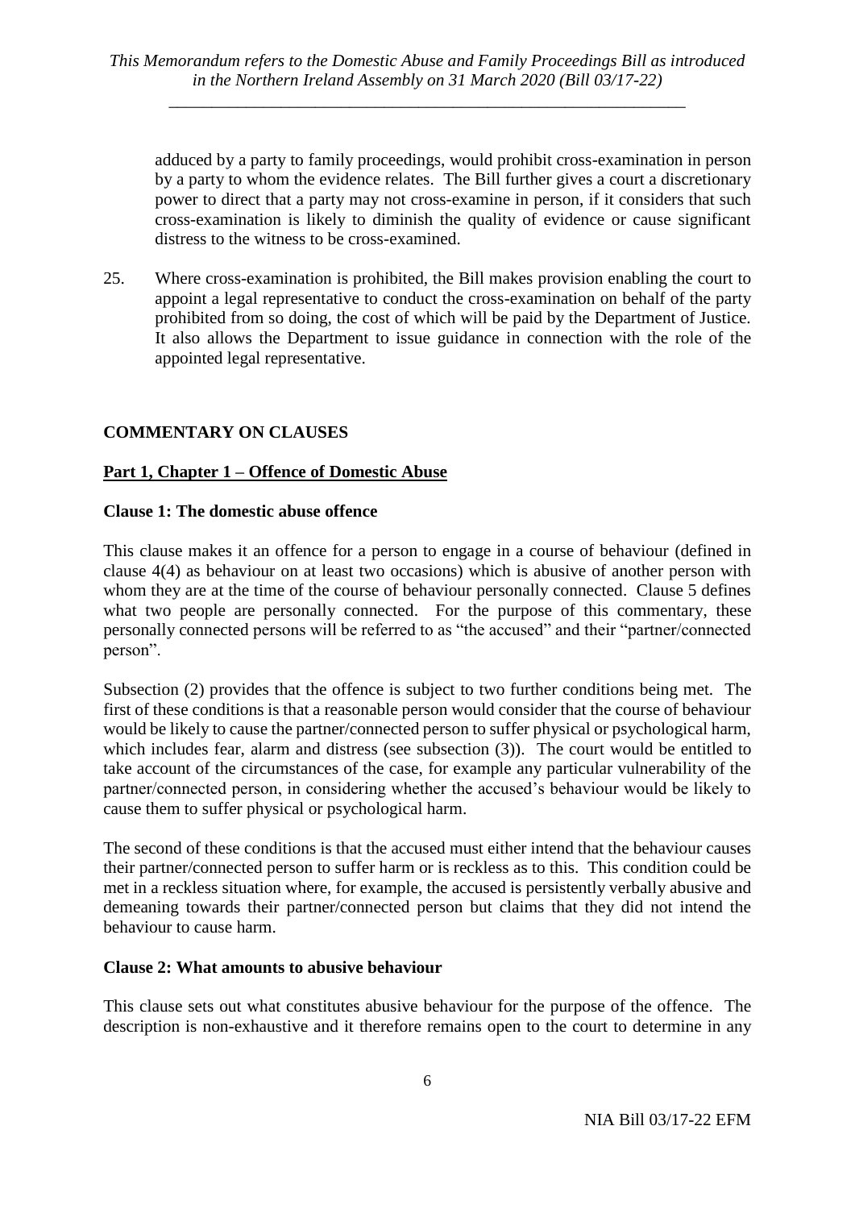adduced by a party to family proceedings, would prohibit cross-examination in person by a party to whom the evidence relates. The Bill further gives a court a discretionary power to direct that a party may not cross-examine in person, if it considers that such cross-examination is likely to diminish the quality of evidence or cause significant distress to the witness to be cross-examined.

25. Where cross-examination is prohibited, the Bill makes provision enabling the court to appoint a legal representative to conduct the cross-examination on behalf of the party prohibited from so doing, the cost of which will be paid by the Department of Justice. It also allows the Department to issue guidance in connection with the role of the appointed legal representative.

## COMMENTARY ON CLAUSES

### Part 1, Chapter 1 – Offence of Domestic Abuse

#### Clause 1: The domestic abuse offence

This clause makes it an offence for a person to engage in a course of behaviour (defined in clause 4(4) as behaviour on at least two occasions) which is abusive of another person with whom they are at the time of the course of behaviour personally connected. Clause 5 defines what two people are personally connected. For the purpose of this commentary, these personally connected persons will be referred to as "the accused" and their "partner/connected person".

Subsection (2) provides that the offence is subject to two further conditions being met. The first of these conditions is that a reasonable person would consider that the course of behaviour would be likely to cause the partner/connected person to suffer physical or psychological harm, which includes fear, alarm and distress (see subsection (3)). The court would be entitled to take account of the circumstances of the case, for example any particular vulnerability of the partner/connected person, in considering whether the accused's behaviour would be likely to cause them to suffer physical or psychological harm.

The second of these conditions is that the accused must either intend that the behaviour causes their partner/connected person to suffer harm or is reckless as to this. This condition could be met in a reckless situation where, for example, the accused is persistently verbally abusive and demeaning towards their partner/connected person but claims that they did not intend the behaviour to cause harm.

#### Clause 2: What amounts to abusive behaviour

This clause sets out what constitutes abusive behaviour for the purpose of the offence. The description is non-exhaustive and it therefore remains open to the court to determine in any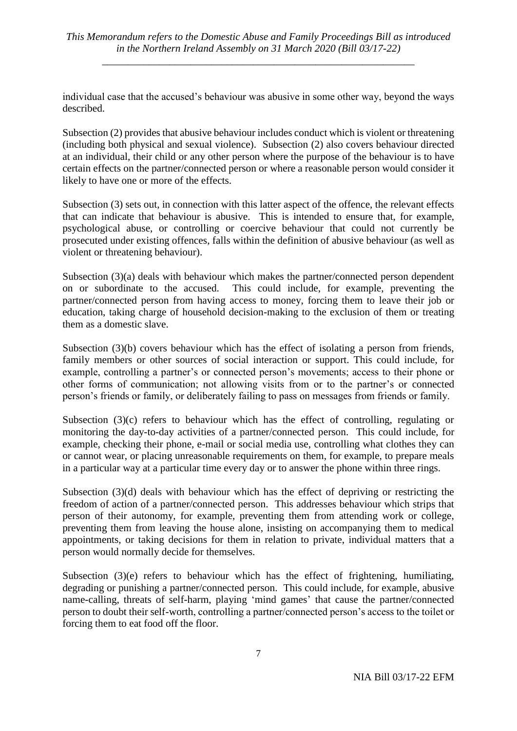individual case that the accused's behaviour was abusive in some other way, beyond the ways described.

Subsection (2) provides that abusive behaviour includes conduct which is violent or threatening (including both physical and sexual violence). Subsection (2) also covers behaviour directed at an individual, their child or any other person where the purpose of the behaviour is to have certain effects on the partner/connected person or where a reasonable person would consider it likely to have one or more of the effects.

Subsection (3) sets out, in connection with this latter aspect of the offence, the relevant effects that can indicate that behaviour is abusive. This is intended to ensure that, for example, psychological abuse, or controlling or coercive behaviour that could not currently be prosecuted under existing offences, falls within the definition of abusive behaviour (as well as violent or threatening behaviour).

Subsection (3)(a) deals with behaviour which makes the partner/connected person dependent on or subordinate to the accused. This could include, for example, preventing the partner/connected person from having access to money, forcing them to leave their job or education, taking charge of household decision-making to the exclusion of them or treating them as a domestic slave.

Subsection (3)(b) covers behaviour which has the effect of isolating a person from friends, family members or other sources of social interaction or support. This could include, for example, controlling a partner's or connected person's movements; access to their phone or other forms of communication; not allowing visits from or to the partner's or connected person's friends or family, or deliberately failing to pass on messages from friends or family.

Subsection (3)(c) refers to behaviour which has the effect of controlling, regulating or monitoring the day-to-day activities of a partner/connected person. This could include, for example, checking their phone, e-mail or social media use, controlling what clothes they can or cannot wear, or placing unreasonable requirements on them, for example, to prepare meals in a particular way at a particular time every day or to answer the phone within three rings.

Subsection (3)(d) deals with behaviour which has the effect of depriving or restricting the freedom of action of a partner/connected person. This addresses behaviour which strips that person of their autonomy, for example, preventing them from attending work or college, preventing them from leaving the house alone, insisting on accompanying them to medical appointments, or taking decisions for them in relation to private, individual matters that a person would normally decide for themselves.

Subsection (3)(e) refers to behaviour which has the effect of frightening, humiliating, degrading or punishing a partner/connected person. This could include, for example, abusive name-calling, threats of self-harm, playing 'mind games' that cause the partner/connected person to doubt their self-worth, controlling a partner/connected person's access to the toilet or forcing them to eat food off the floor.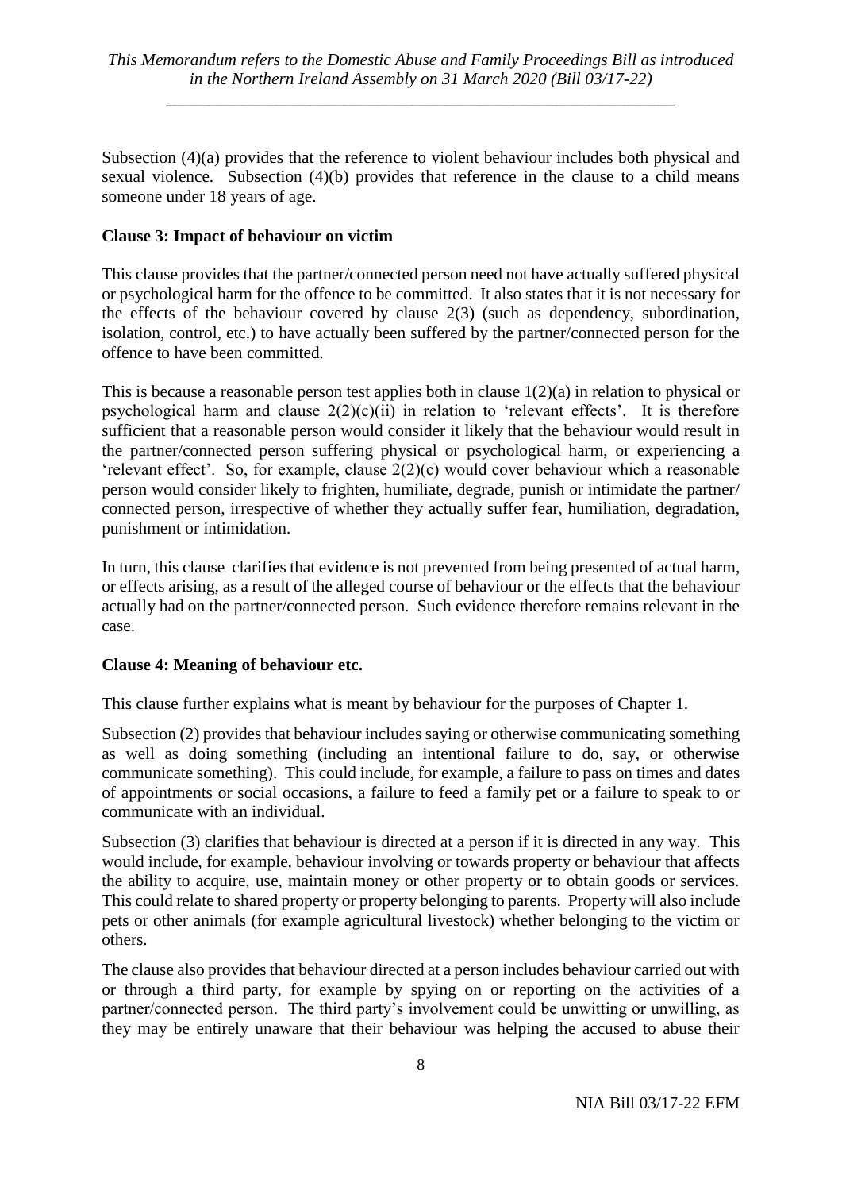Subsection (4)(a) provides that the reference to violent behaviour includes both physical and sexual violence. Subsection (4)(b) provides that reference in the clause to a child means someone under 18 years of age.

**Clause 3: Impact of behaviour on victim**

This clause provides that the partner/connected person need not have actually suffered physical or psychological harm for the offence to be committed. It also states that it is not necessary for the effects of the behaviour covered by clause 2(3) (such as dependency, subordination, isolation, control, etc.) to have actually been suffered by the partner/connected person for the offence to have been committed.

This is because a reasonable person test applies both in clause 1(2)(a) in relation to physical or psychological harm and clause 2(2)(c)(ii) in relation to 'relevant effects'. It is therefore sufficient that a reasonable person would consider it likely that the behaviour would result in the partner/connected person suffering physical or psychological harm, or experiencing a 'relevant effect'. So, for example, clause 2(2)(c) would cover behaviour which a reasonable person would consider likely to frighten, humiliate, degrade, punish or intimidate the partner/ connected person, irrespective of whether they actually suffer fear, humiliation, degradation, punishment or intimidation.

In turn, this clause clarifies that evidence is not prevented from being presented of actual harm, or effects arising, as a result of the alleged course of behaviour or the effects that the behaviour actually had on the partner/connected person. Such evidence therefore remains relevant in the case.

**Clause 4: Meaning of behaviour etc.**

This clause further explains what is meant by behaviour for the purposes of Chapter 1.

Subsection (2) provides that behaviour includes saying or otherwise communicating something as well as doing something (including an intentional failure to do, say, or otherwise communicate something). This could include, for example, a failure to pass on times and dates of appointments or social occasions, a failure to feed a family pet or a failure to speak to or communicate with an individual.

Subsection (3) clarifies that behaviour is directed at a person if it is directed in any way. This would include, for example, behaviour involving or towards property or behaviour that affects the ability to acquire, use, maintain money or other property or to obtain goods or services. This could relate to shared property or property belonging to parents. Property will also include pets or other animals (for example agricultural livestock) whether belonging to the victim or others.

The clause also provides that behaviour directed at a person includes behaviour carried out with or through a third party, for example by spying on or reporting on the activities of a partner/connected person. The third party's involvement could be unwitting or unwilling, as they may be entirely unaware that their behaviour was helping the accused to abuse their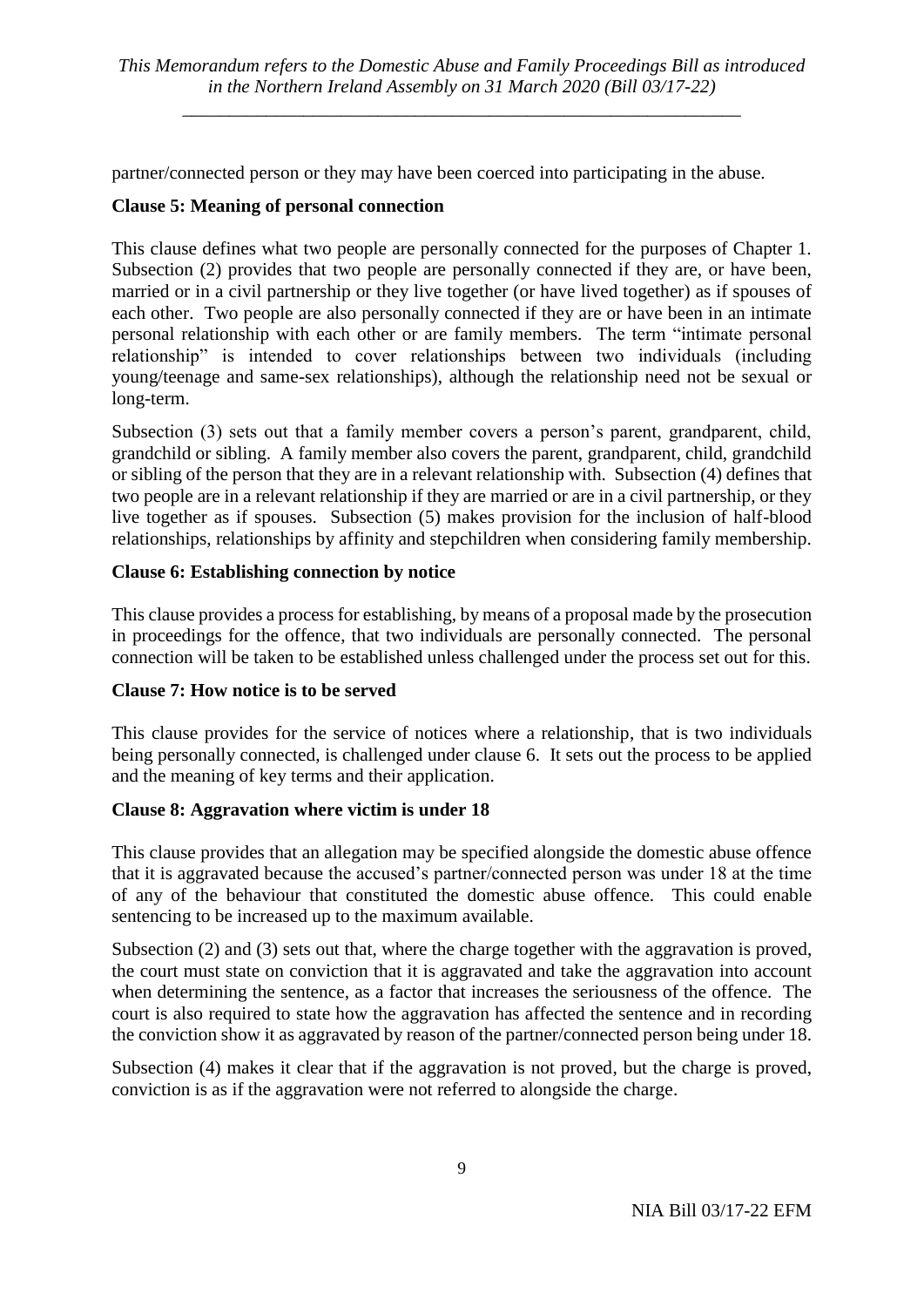partner/connected person or they may have been coerced into participating in the abuse.

**Clause 5: Meaning of personal connection**

This clause defines what two people are personally connected for the purposes of Chapter 1. Subsection (2) provides that two people are personally connected if they are, or have been, married or in a civil partnership or they live together (or have lived together) as if spouses of each other. Two people are also personally connected if they are or have been in an intimate personal relationship with each other or are family members. The term "intimate personal relationship" is intended to cover relationships between two individuals (including young/teenage and same-sex relationships), although the relationship need not be sexual or long-term.

Subsection (3) sets out that a family member covers a person's parent, grandparent, child, grandchild or sibling. A family member also covers the parent, grandparent, child, grandchild or sibling of the person that they are in a relevant relationship with. Subsection (4) defines that two people are in a relevant relationship if they are married or are in a civil partnership, or they live together as if spouses. Subsection (5) makes provision for the inclusion of half-blood relationships, relationships by affinity and stepchildren when considering family membership.

**Clause 6: Establishing connection by notice**

This clause provides a process for establishing, by means of a proposal made by the prosecution in proceedings for the offence, that two individuals are personally connected. The personal connection will be taken to be established unless challenged under the process set out for this.

**Clause 7: How notice is to be served**

This clause provides for the service of notices where a relationship, that is two individuals being personally connected, is challenged under clause 6. It sets out the process to be applied and the meaning of key terms and their application.

**Clause 8: Aggravation where victim is under 18**

This clause provides that an allegation may be specified alongside the domestic abuse offence that it is aggravated because the accused's partner/connected person was under 18 at the time of any of the behaviour that constituted the domestic abuse offence. This could enable sentencing to be increased up to the maximum available.

Subsection (2) and (3) sets out that, where the charge together with the aggravation is proved, the court must state on conviction that it is aggravated and take the aggravation into account when determining the sentence, as a factor that increases the seriousness of the offence. The court is also required to state how the aggravation has affected the sentence and in recording the conviction show it as aggravated by reason of the partner/connected person being under 18.

Subsection (4) makes it clear that if the aggravation is not proved, but the charge is proved, conviction is as if the aggravation were not referred to alongside the charge.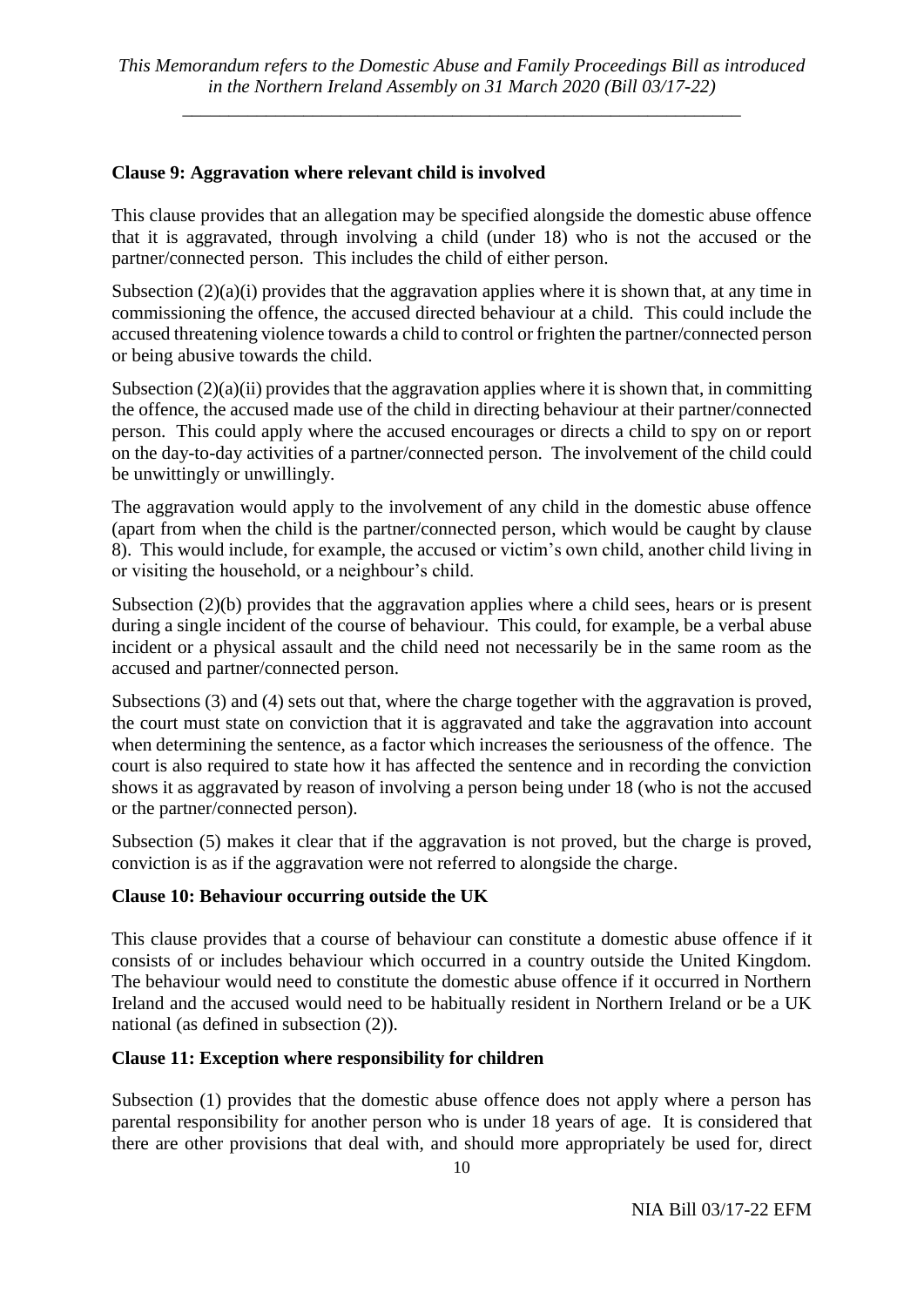**Clause 9: Aggravation where relevant child is involved**

This clause provides that an allegation may be specified alongside the domestic abuse offence that it is aggravated, through involving a child (under 18) who is not the accused or the partner/connected person. This includes the child of either person.

Subsection (2)(a)(i) provides that the aggravation applies where it is shown that, at any time in commissioning the offence, the accused directed behaviour at a child. This could include the accused threatening violence towards a child to control or frighten the partner/connected person or being abusive towards the child.

Subsection (2)(a)(ii) provides that the aggravation applies where it is shown that, in committing the offence, the accused made use of the child in directing behaviour at their partner/connected person. This could apply where the accused encourages or directs a child to spy on or report on the day-to-day activities of a partner/connected person. The involvement of the child could be unwittingly or unwillingly.

The aggravation would apply to the involvement of any child in the domestic abuse offence (apart from when the child is the partner/connected person, which would be caught by clause 8). This would include, for example, the accused or victim's own child, another child living in or visiting the household, or a neighbour's child.

Subsection (2)(b) provides that the aggravation applies where a child sees, hears or is present during a single incident of the course of behaviour. This could, for example, be a verbal abuse incident or a physical assault and the child need not necessarily be in the same room as the accused and partner/connected person.

Subsections (3) and (4) sets out that, where the charge together with the aggravation is proved, the court must state on conviction that it is aggravated and take the aggravation into account when determining the sentence, as a factor which increases the seriousness of the offence. The court is also required to state how it has affected the sentence and in recording the conviction shows it as aggravated by reason of involving a person being under 18 (who is not the accused or the partner/connected person).

Subsection (5) makes it clear that if the aggravation is not proved, but the charge is proved, conviction is as if the aggravation were not referred to alongside the charge.

**Clause 10: Behaviour occurring outside the UK**

This clause provides that a course of behaviour can constitute a domestic abuse offence if it consists of or includes behaviour which occurred in a country outside the United Kingdom. The behaviour would need to constitute the domestic abuse offence if it occurred in Northern Ireland and the accused would need to be habitually resident in Northern Ireland or be a UK national (as defined in subsection (2)).

**Clause 11: Exception where responsibility for children**

Subsection (1) provides that the domestic abuse offence does not apply where a person has parental responsibility for another person who is under 18 years of age. It is considered that there are other provisions that deal with, and should more appropriately be used for, direct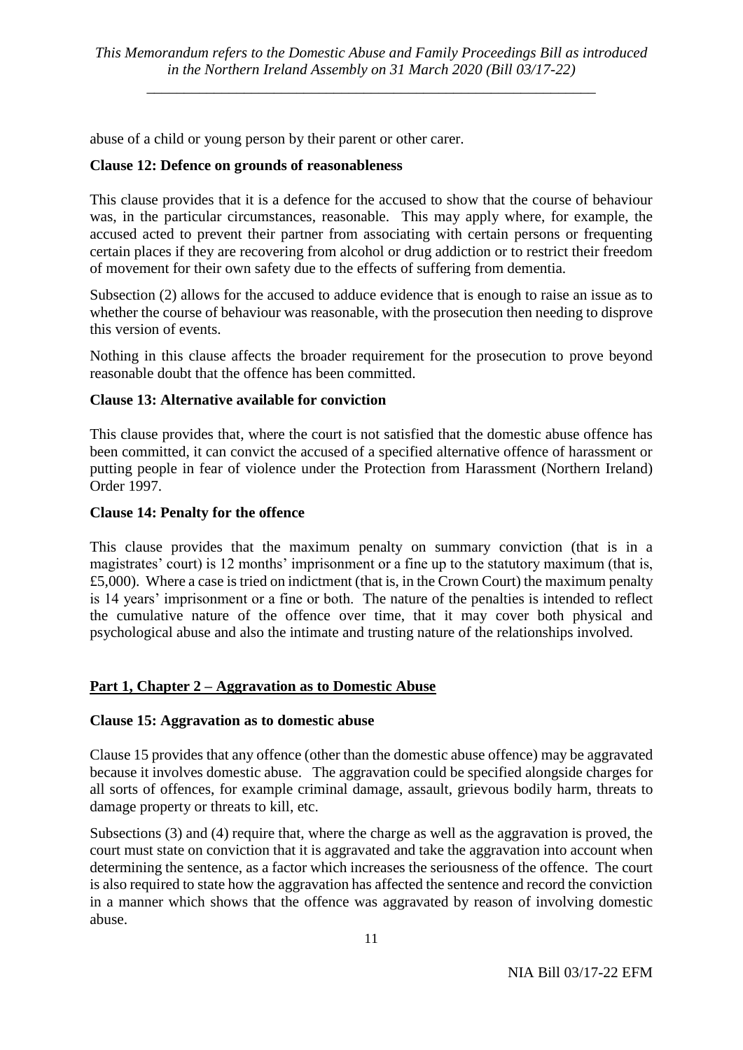abuse of a child or young person by their parent or other carer.

**Clause 12: Defence on grounds of reasonableness**

This clause provides that it is a defence for the accused to show that the course of behaviour was, in the particular circumstances, reasonable. This may apply where, for example, the accused acted to prevent their partner from associating with certain persons or frequenting certain places if they are recovering from alcohol or drug addiction or to restrict their freedom of movement for their own safety due to the effects of suffering from dementia.

Subsection (2) allows for the accused to adduce evidence that is enough to raise an issue as to whether the course of behaviour was reasonable, with the prosecution then needing to disprove this version of events.

Nothing in this clause affects the broader requirement for the prosecution to prove beyond reasonable doubt that the offence has been committed.

**Clause 13: Alternative available for conviction**

This clause provides that, where the court is not satisfied that the domestic abuse offence has been committed, it can convict the accused of a specified alternative offence of harassment or putting people in fear of violence under the Protection from Harassment (Northern Ireland) Order 1997.

**Clause 14: Penalty for the offence**

This clause provides that the maximum penalty on summary conviction (that is in a magistrates' court) is 12 months' imprisonment or a fine up to the statutory maximum (that is, £5,000). Where a case is tried on indictment (that is, in the Crown Court) the maximum penalty is 14 years' imprisonment or a fine or both. The nature of the penalties is intended to reflect the cumulative nature of the offence over time, that it may cover both physical and psychological abuse and also the intimate and trusting nature of the relationships involved.

## <u>Part 1, Chapter 2 – Aggravation as to Domestic Abuse</u>

**Clause 15: Aggravation as to domestic abuse**

Clause 15 provides that any offence (other than the domestic abuse offence) may be aggravated because it involves domestic abuse. The aggravation could be specified alongside charges for all sorts of offences, for example criminal damage, assault, grievous bodily harm, threats to damage property or threats to kill, etc.

Subsections (3) and (4) require that, where the charge as well as the aggravation is proved, the court must state on conviction that it is aggravated and take the aggravation into account when determining the sentence, as a factor which increases the seriousness of the offence. The court is also required to state how the aggravation has affected the sentence and record the conviction in a manner which shows that the offence was aggravated by reason of involving domestic abuse.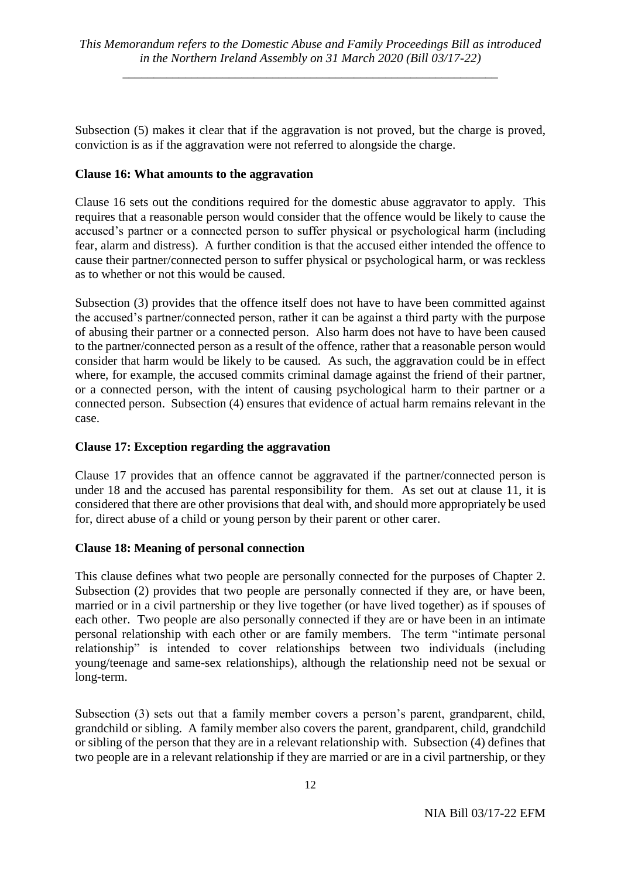Subsection (5) makes it clear that if the aggravation is not proved, but the charge is proved, conviction is as if the aggravation were not referred to alongside the charge.

**Clause 16: What amounts to the aggravation**

Clause 16 sets out the conditions required for the domestic abuse aggravator to apply. This requires that a reasonable person would consider that the offence would be likely to cause the accused's partner or a connected person to suffer physical or psychological harm (including fear, alarm and distress). A further condition is that the accused either intended the offence to cause their partner/connected person to suffer physical or psychological harm, or was reckless as to whether or not this would be caused.

Subsection (3) provides that the offence itself does not have to have been committed against the accused's partner/connected person, rather it can be against a third party with the purpose of abusing their partner or a connected person. Also harm does not have to have been caused to the partner/connected person as a result of the offence, rather that a reasonable person would consider that harm would be likely to be caused. As such, the aggravation could be in effect where, for example, the accused commits criminal damage against the friend of their partner, or a connected person, with the intent of causing psychological harm to their partner or a connected person. Subsection (4) ensures that evidence of actual harm remains relevant in the case.

**Clause 17: Exception regarding the aggravation**

Clause 17 provides that an offence cannot be aggravated if the partner/connected person is under 18 and the accused has parental responsibility for them. As set out at clause 11, it is considered that there are other provisions that deal with, and should more appropriately be used for, direct abuse of a child or young person by their parent or other carer.

**Clause 18: Meaning of personal connection**

This clause defines what two people are personally connected for the purposes of Chapter 2. Subsection (2) provides that two people are personally connected if they are, or have been, married or in a civil partnership or they live together (or have lived together) as if spouses of each other. Two people are also personally connected if they are or have been in an intimate personal relationship with each other or are family members. The term "intimate personal relationship" is intended to cover relationships between two individuals (including young/teenage and same-sex relationships), although the relationship need not be sexual or long-term.

Subsection (3) sets out that a family member covers a person's parent, grandparent, child, grandchild or sibling. A family member also covers the parent, grandparent, child, grandchild or sibling of the person that they are in a relevant relationship with. Subsection (4) defines that two people are in a relevant relationship if they are married or are in a civil partnership, or they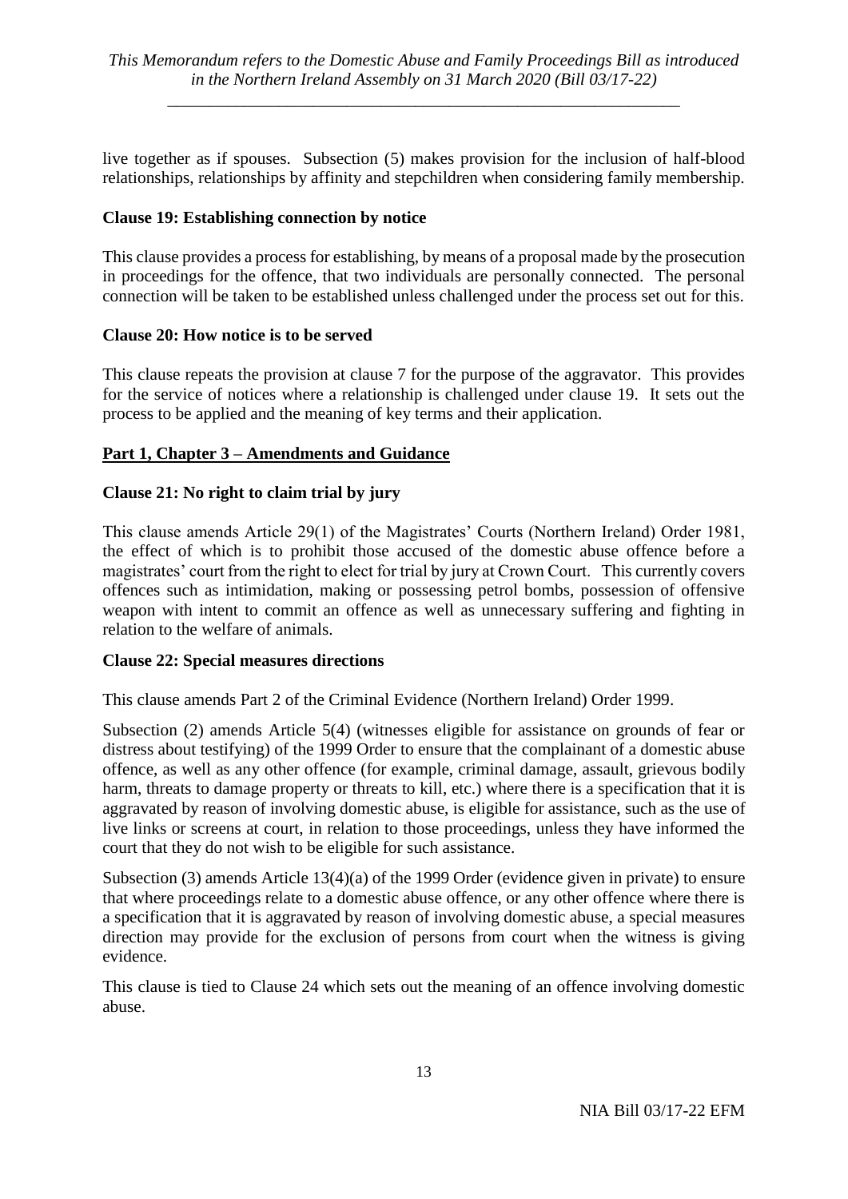live together as if spouses. Subsection (5) makes provision for the inclusion of half-blood relationships, relationships by affinity and stepchildren when considering family membership.

### Clause 19: Establishing connection by notice

This clause provides a process for establishing, by means of a proposal made by the prosecution in proceedings for the offence, that two individuals are personally connected. The personal connection will be taken to be established unless challenged under the process set out for this.

### Clause 20: How notice is to be served

This clause repeats the provision at clause 7 for the purpose of the aggravator. This provides for the service of notices where a relationship is challenged under clause 19. It sets out the process to be applied and the meaning of key terms and their application.

## Part 1, Chapter 3 – Amendments and Guidance

### Clause 21: No right to claim trial by jury

This clause amends Article 29(1) of the Magistrates' Courts (Northern Ireland) Order 1981, the effect of which is to prohibit those accused of the domestic abuse offence before a magistrates' court from the right to elect for trial by jury at Crown Court. This currently covers offences such as intimidation, making or possessing petrol bombs, possession of offensive weapon with intent to commit an offence as well as unnecessary suffering and fighting in relation to the welfare of animals.

### Clause 22: Special measures directions

This clause amends Part 2 of the Criminal Evidence (Northern Ireland) Order 1999.

Subsection (2) amends Article 5(4) (witnesses eligible for assistance on grounds of fear or distress about testifying) of the 1999 Order to ensure that the complainant of a domestic abuse offence, as well as any other offence (for example, criminal damage, assault, grievous bodily harm, threats to damage property or threats to kill, etc.) where there is a specification that it is aggravated by reason of involving domestic abuse, is eligible for assistance, such as the use of live links or screens at court, in relation to those proceedings, unless they have informed the court that they do not wish to be eligible for such assistance.

Subsection (3) amends Article 13(4)(a) of the 1999 Order (evidence given in private) to ensure that where proceedings relate to a domestic abuse offence, or any other offence where there is a specification that it is aggravated by reason of involving domestic abuse, a special measures direction may provide for the exclusion of persons from court when the witness is giving evidence.

This clause is tied to Clause 24 which sets out the meaning of an offence involving domestic abuse.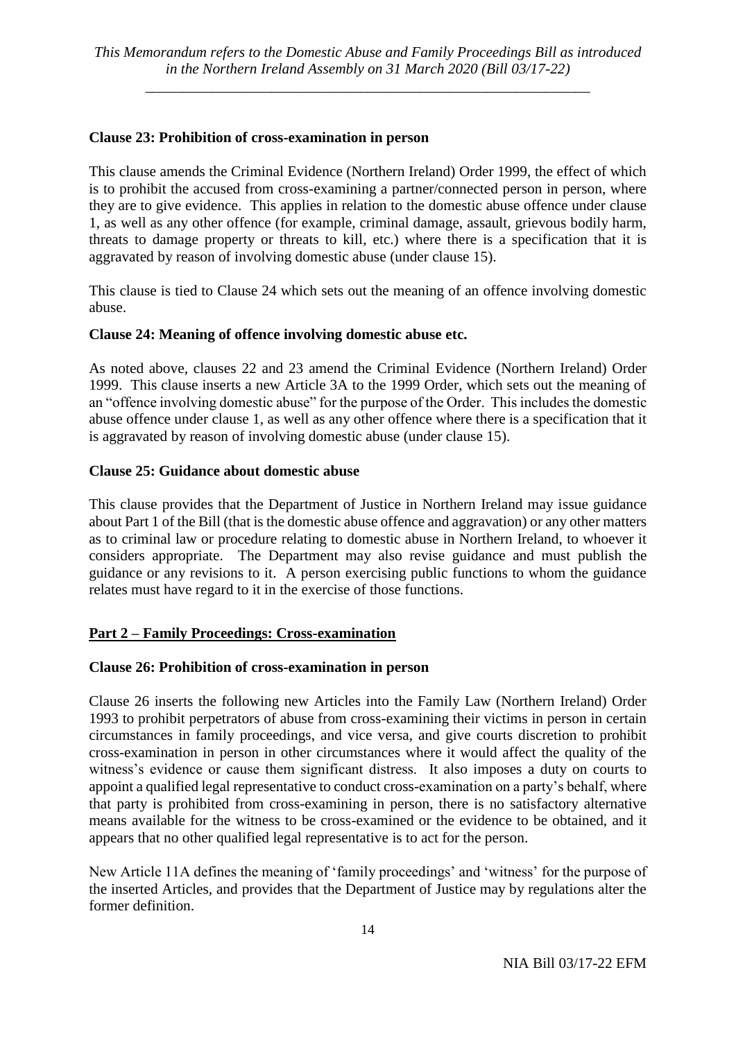**Clause 23: Prohibition of cross-examination in person**

This clause amends the Criminal Evidence (Northern Ireland) Order 1999, the effect of which is to prohibit the accused from cross-examining a partner/connected person in person, where they are to give evidence. This applies in relation to the domestic abuse offence under clause 1, as well as any other offence (for example, criminal damage, assault, grievous bodily harm, threats to damage property or threats to kill, etc.) where there is a specification that it is aggravated by reason of involving domestic abuse (under clause 15).

This clause is tied to Clause 24 which sets out the meaning of an offence involving domestic abuse.

**Clause 24: Meaning of offence involving domestic abuse etc.**

As noted above, clauses 22 and 23 amend the Criminal Evidence (Northern Ireland) Order 1999. This clause inserts a new Article 3A to the 1999 Order, which sets out the meaning of an "offence involving domestic abuse" for the purpose of the Order. This includes the domestic abuse offence under clause 1, as well as any other offence where there is a specification that it is aggravated by reason of involving domestic abuse (under clause 15).

**Clause 25: Guidance about domestic abuse**

This clause provides that the Department of Justice in Northern Ireland may issue guidance about Part 1 of the Bill (that is the domestic abuse offence and aggravation) or any other matters as to criminal law or procedure relating to domestic abuse in Northern Ireland, to whoever it considers appropriate. The Department may also revise guidance and must publish the guidance or any revisions to it. A person exercising public functions to whom the guidance relates must have regard to it in the exercise of those functions.

## Part 2 – Family Proceedings: Cross-examination

**Clause 26: Prohibition of cross-examination in person**

Clause 26 inserts the following new Articles into the Family Law (Northern Ireland) Order 1993 to prohibit perpetrators of abuse from cross-examining their victims in person in certain circumstances in family proceedings, and vice versa, and give courts discretion to prohibit cross-examination in person in other circumstances where it would affect the quality of the witness's evidence or cause them significant distress. It also imposes a duty on courts to appoint a qualified legal representative to conduct cross-examination on a party's behalf, where that party is prohibited from cross-examining in person, there is no satisfactory alternative means available for the witness to be cross-examined or the evidence to be obtained, and it appears that no other qualified legal representative is to act for the person.

New Article 11A defines the meaning of 'family proceedings' and 'witness' for the purpose of the inserted Articles, and provides that the Department of Justice may by regulations alter the former definition.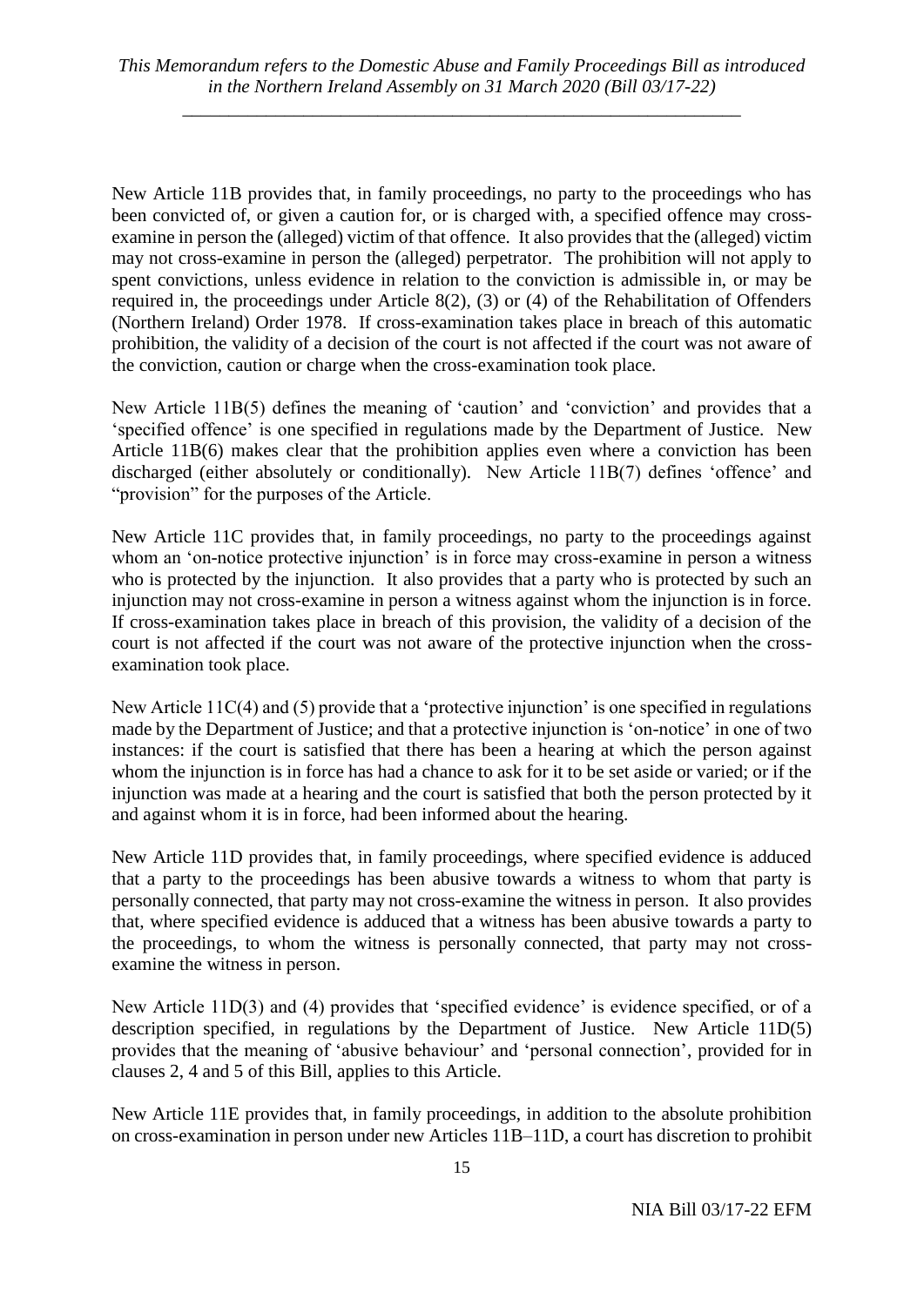New Article 11B provides that, in family proceedings, no party to the proceedings who has been convicted of, or given a caution for, or is charged with, a specified offence may cross-examine in person the (alleged) victim of that offence. It also provides that the (alleged) victim may not cross-examine in person the (alleged) perpetrator. The prohibition will not apply to spent convictions, unless evidence in relation to the conviction is admissible in, or may be required in, the proceedings under Article 8(2), (3) or (4) of the Rehabilitation of Offenders (Northern Ireland) Order 1978. If cross-examination takes place in breach of this automatic prohibition, the validity of a decision of the court is not affected if the court was not aware of the conviction, caution or charge when the cross-examination took place.

New Article 11B(5) defines the meaning of 'caution' and 'conviction' and provides that a 'specified offence' is one specified in regulations made by the Department of Justice. New Article 11B(6) makes clear that the prohibition applies even where a conviction has been discharged (either absolutely or conditionally). New Article 11B(7) defines 'offence' and "provision" for the purposes of the Article.

New Article 11C provides that, in family proceedings, no party to the proceedings against whom an 'on-notice protective injunction' is in force may cross-examine in person a witness who is protected by the injunction. It also provides that a party who is protected by such an injunction may not cross-examine in person a witness against whom the injunction is in force. If cross-examination takes place in breach of this provision, the validity of a decision of the court is not affected if the court was not aware of the protective injunction when the cross-examination took place.

New Article 11C(4) and (5) provide that a 'protective injunction' is one specified in regulations made by the Department of Justice; and that a protective injunction is 'on-notice' in one of two instances: if the court is satisfied that there has been a hearing at which the person against whom the injunction is in force has had a chance to ask for it to be set aside or varied; or if the injunction was made at a hearing and the court is satisfied that both the person protected by it and against whom it is in force, had been informed about the hearing.

New Article 11D provides that, in family proceedings, where specified evidence is adduced that a party to the proceedings has been abusive towards a witness to whom that party is personally connected, that party may not cross-examine the witness in person. It also provides that, where specified evidence is adduced that a witness has been abusive towards a party to the proceedings, to whom the witness is personally connected, that party may not cross-examine the witness in person.

New Article 11D(3) and (4) provides that 'specified evidence' is evidence specified, or of a description specified, in regulations by the Department of Justice. New Article 11D(5) provides that the meaning of 'abusive behaviour' and 'personal connection', provided for in clauses 2, 4 and 5 of this Bill, applies to this Article.

New Article 11E provides that, in family proceedings, in addition to the absolute prohibition on cross-examination in person under new Articles 11B–11D, a court has discretion to prohibit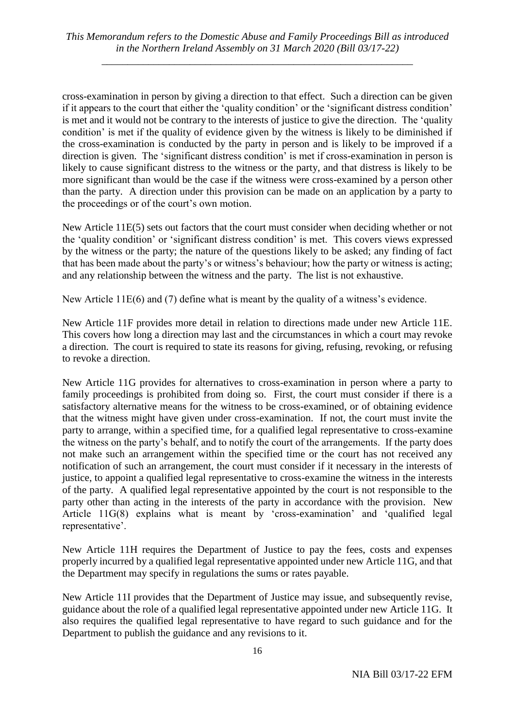cross-examination in person by giving a direction to that effect. Such a direction can be given if it appears to the court that either the 'quality condition' or the 'significant distress condition' is met and it would not be contrary to the interests of justice to give the direction. The 'quality condition' is met if the quality of evidence given by the witness is likely to be diminished if the cross-examination is conducted by the party in person and is likely to be improved if a direction is given. The 'significant distress condition' is met if cross-examination in person is likely to cause significant distress to the witness or the party, and that distress is likely to be more significant than would be the case if the witness were cross-examined by a person other than the party. A direction under this provision can be made on an application by a party to the proceedings or of the court's own motion.

New Article 11E(5) sets out factors that the court must consider when deciding whether or not the 'quality condition' or 'significant distress condition' is met. This covers views expressed by the witness or the party; the nature of the questions likely to be asked; any finding of fact that has been made about the party's or witness's behaviour; how the party or witness is acting; and any relationship between the witness and the party. The list is not exhaustive.

New Article 11E(6) and (7) define what is meant by the quality of a witness's evidence.

New Article 11F provides more detail in relation to directions made under new Article 11E. This covers how long a direction may last and the circumstances in which a court may revoke a direction. The court is required to state its reasons for giving, refusing, revoking, or refusing to revoke a direction.

New Article 11G provides for alternatives to cross-examination in person where a party to family proceedings is prohibited from doing so. First, the court must consider if there is a satisfactory alternative means for the witness to be cross-examined, or of obtaining evidence that the witness might have given under cross-examination. If not, the court must invite the party to arrange, within a specified time, for a qualified legal representative to cross-examine the witness on the party's behalf, and to notify the court of the arrangements. If the party does not make such an arrangement within the specified time or the court has not received any notification of such an arrangement, the court must consider if it necessary in the interests of justice, to appoint a qualified legal representative to cross-examine the witness in the interests of the party. A qualified legal representative appointed by the court is not responsible to the party other than acting in the interests of the party in accordance with the provision. New Article 11G(8) explains what is meant by 'cross-examination' and 'qualified legal representative'.

New Article 11H requires the Department of Justice to pay the fees, costs and expenses properly incurred by a qualified legal representative appointed under new Article 11G, and that the Department may specify in regulations the sums or rates payable.

New Article 11I provides that the Department of Justice may issue, and subsequently revise, guidance about the role of a qualified legal representative appointed under new Article 11G. It also requires the qualified legal representative to have regard to such guidance and for the Department to publish the guidance and any revisions to it.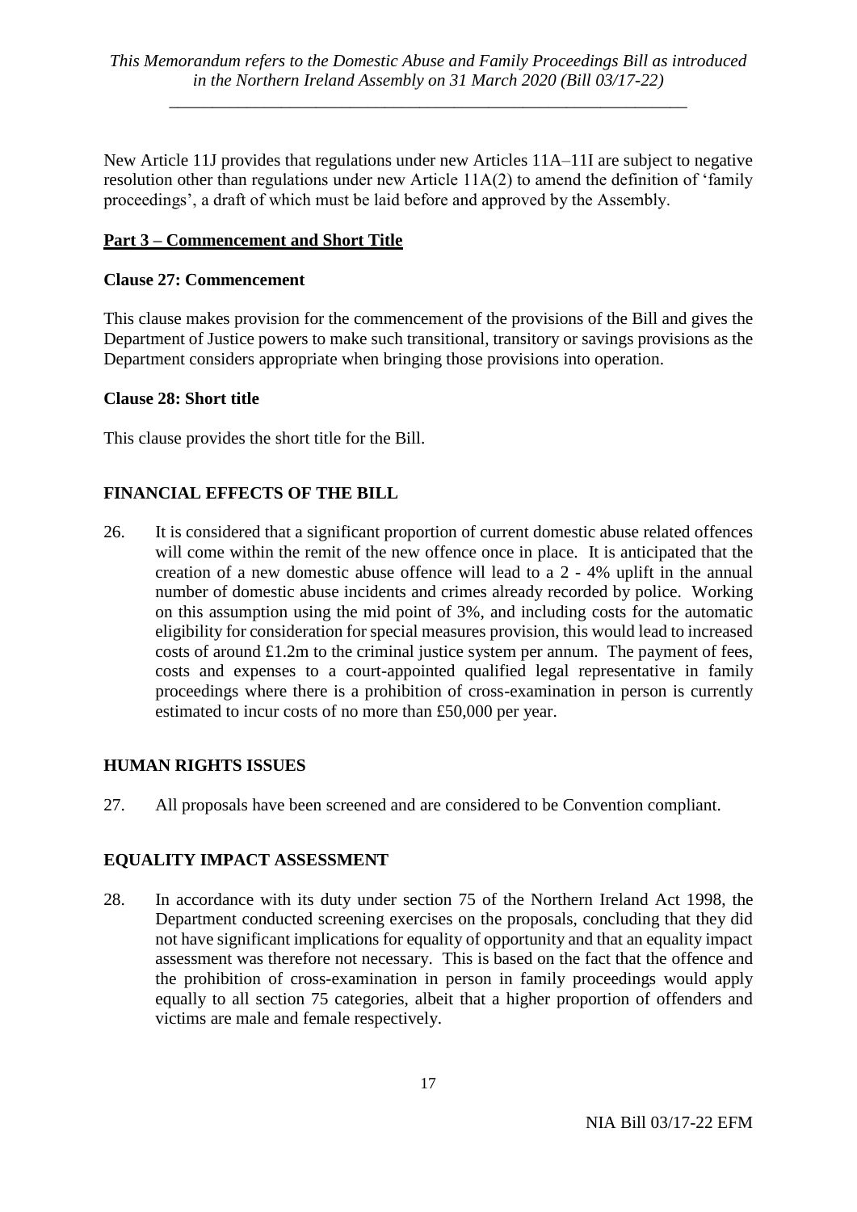New Article 11J provides that regulations under new Articles 11A–11I are subject to negative resolution other than regulations under new Article 11A(2) to amend the definition of 'family proceedings', a draft of which must be laid before and approved by the Assembly.

## Part 3 – Commencement and Short Title

### Clause 27: Commencement

This clause makes provision for the commencement of the provisions of the Bill and gives the Department of Justice powers to make such transitional, transitory or savings provisions as the Department considers appropriate when bringing those provisions into operation.

### Clause 28: Short title

This clause provides the short title for the Bill.

## FINANCIAL EFFECTS OF THE BILL

26. It is considered that a significant proportion of current domestic abuse related offences will come within the remit of the new offence once in place. It is anticipated that the creation of a new domestic abuse offence will lead to a 2 - 4% uplift in the annual number of domestic abuse incidents and crimes already recorded by police. Working on this assumption using the mid point of 3%, and including costs for the automatic eligibility for consideration for special measures provision, this would lead to increased costs of around £1.2m to the criminal justice system per annum. The payment of fees, costs and expenses to a court-appointed qualified legal representative in family proceedings where there is a prohibition of cross-examination in person is currently estimated to incur costs of no more than £50,000 per year.

## HUMAN RIGHTS ISSUES

27. All proposals have been screened and are considered to be Convention compliant.

## EQUALITY IMPACT ASSESSMENT

28. In accordance with its duty under section 75 of the Northern Ireland Act 1998, the Department conducted screening exercises on the proposals, concluding that they did not have significant implications for equality of opportunity and that an equality impact assessment was therefore not necessary. This is based on the fact that the offence and the prohibition of cross-examination in person in family proceedings would apply equally to all section 75 categories, albeit that a higher proportion of offenders and victims are male and female respectively.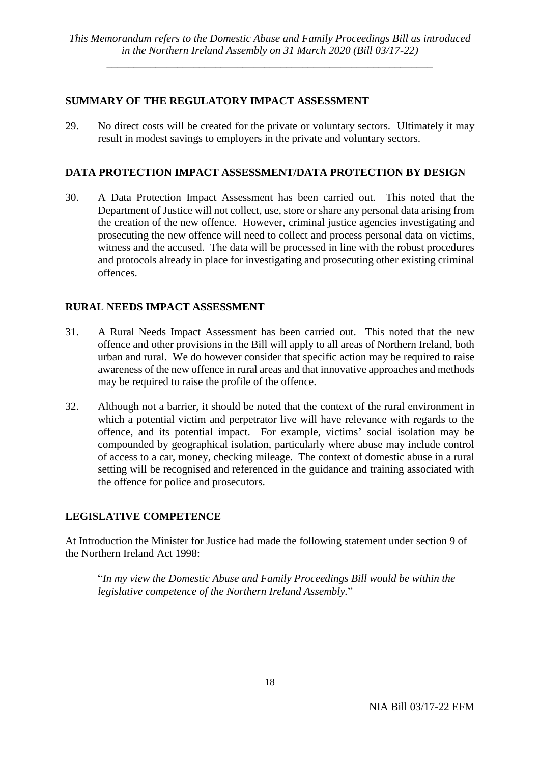## SUMMARY OF THE REGULATORY IMPACT ASSESSMENT

29. No direct costs will be created for the private or voluntary sectors. Ultimately it may result in modest savings to employers in the private and voluntary sectors.

## DATA PROTECTION IMPACT ASSESSMENT/DATA PROTECTION BY DESIGN

30. A Data Protection Impact Assessment has been carried out. This noted that the Department of Justice will not collect, use, store or share any personal data arising from the creation of the new offence. However, criminal justice agencies investigating and prosecuting the new offence will need to collect and process personal data on victims, witness and the accused. The data will be processed in line with the robust procedures and protocols already in place for investigating and prosecuting other existing criminal offences.

## RURAL NEEDS IMPACT ASSESSMENT

31. A Rural Needs Impact Assessment has been carried out. This noted that the new offence and other provisions in the Bill will apply to all areas of Northern Ireland, both urban and rural. We do however consider that specific action may be required to raise awareness of the new offence in rural areas and that innovative approaches and methods may be required to raise the profile of the offence.

32. Although not a barrier, it should be noted that the context of the rural environment in which a potential victim and perpetrator live will have relevance with regards to the offence, and its potential impact. For example, victims' social isolation may be compounded by geographical isolation, particularly where abuse may include control of access to a car, money, checking mileage. The context of domestic abuse in a rural setting will be recognised and referenced in the guidance and training associated with the offence for police and prosecutors.

## LEGISLATIVE COMPETENCE

At Introduction the Minister for Justice had made the following statement under section 9 of the Northern Ireland Act 1998:

> "*In my view the Domestic Abuse and Family Proceedings Bill would be within the legislative competence of the Northern Ireland Assembly.*"